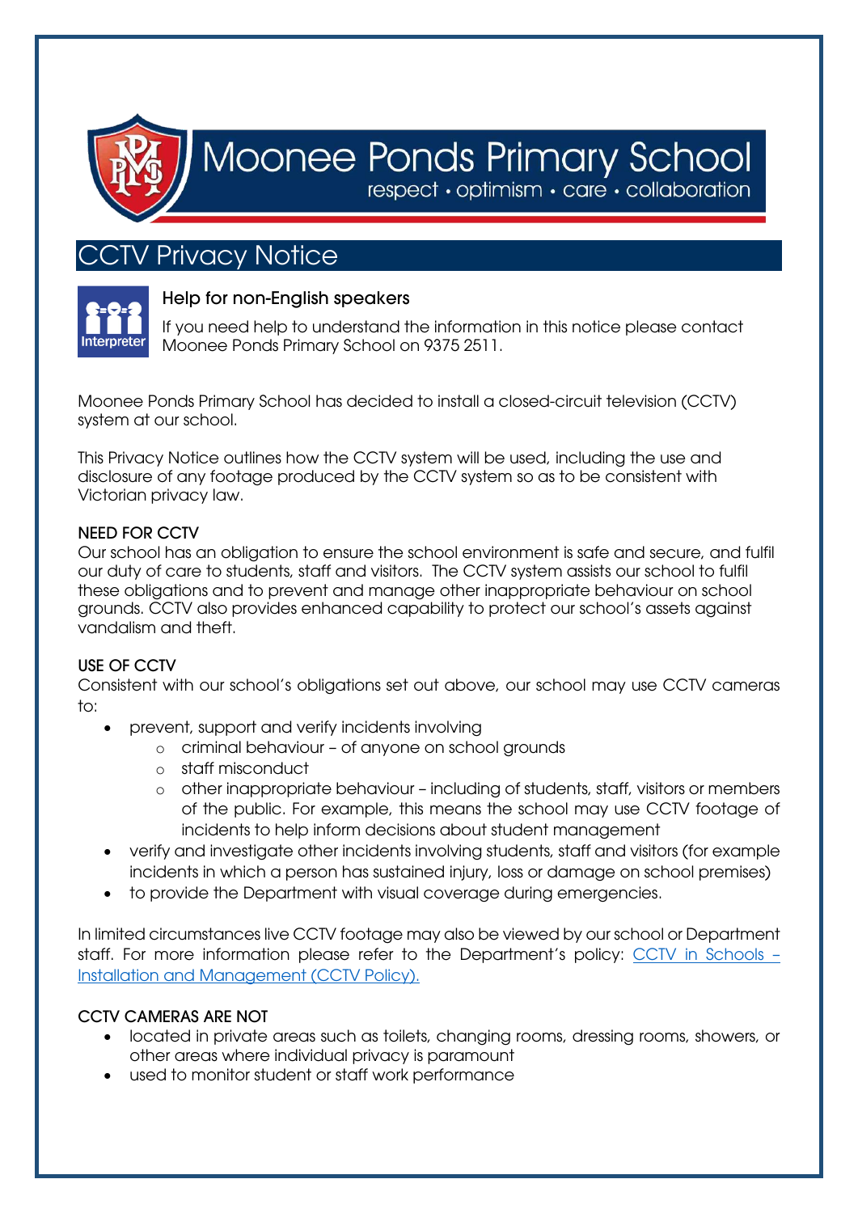# Moonee Ponds Primary School

respect • optimism • care • collaboration

## CCTV Privacy Notice

### Help for non-English speakers

If you need help to understand the information in this notice please contact Moonee Ponds Primary School on 9375 2511.

Moonee Ponds Primary School has decided to install a closed-circuit television (CCTV) system at our school.

This Privacy Notice outlines how the CCTV system will be used, including the use and disclosure of any footage produced by the CCTV system so as to be consistent with Victorian privacy law.

### NEED FOR CCTV

Our school has an obligation to ensure the school environment is safe and secure, and fulfil our duty of care to students, staff and visitors. The CCTV system assists our school to fulfil these obligations and to prevent and manage other inappropriate behaviour on school grounds. CCTV also provides enhanced capability to protect our school's assets against vandalism and theft.

### USE OF CCTV

Consistent with our school's obligations set out above, our school may use CCTV cameras to:

- prevent, support and verify incidents involving
  - criminal behaviour – of anyone on school grounds
  - staff misconduct
  - other inappropriate behaviour – including of students, staff, visitors or members of the public. For example, this means the school may use CCTV footage of incidents to help inform decisions about student management
- verify and investigate other incidents involving students, staff and visitors (for example incidents in which a person has sustained injury, loss or damage on school premises)
- to provide the Department with visual coverage during emergencies.

In limited circumstances live CCTV footage may also be viewed by our school or Department staff. For more information please refer to the Department's policy: [CCTV in Schools – Installation and Management (CCTV Policy).]

### CCTV CAMERAS ARE NOT

- located in private areas such as toilets, changing rooms, dressing rooms, showers, or other areas where individual privacy is paramount
- used to monitor student or staff work performance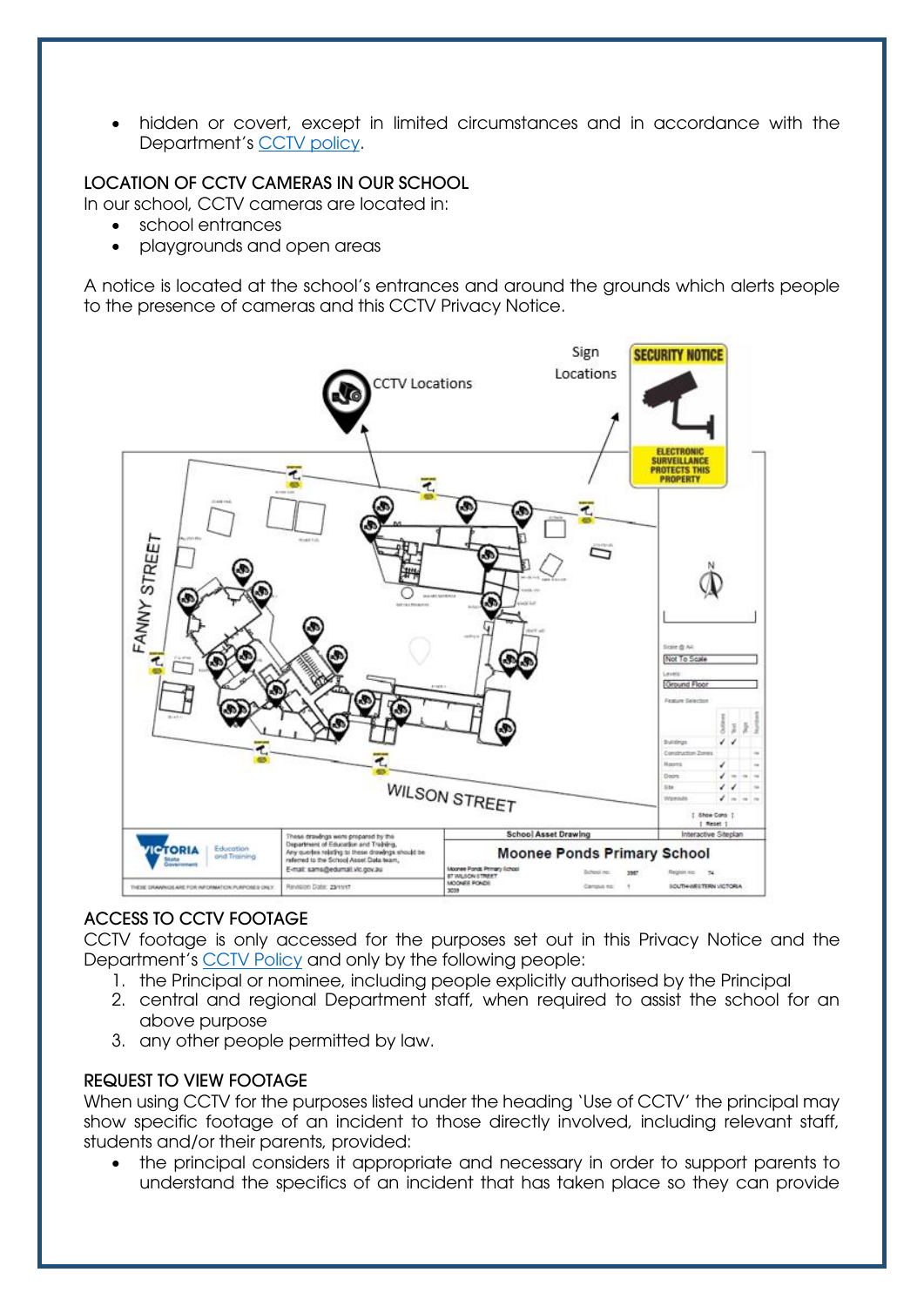- hidden or covert, except in limited circumstances and in accordance with the Department's CCTV policy.

## LOCATION OF CCTV CAMERAS IN OUR SCHOOL

In our school, CCTV cameras are located in:

- school entrances
- playgrounds and open areas

A notice is located at the school's entrances and around the grounds which alerts people to the presence of cameras and this CCTV Privacy Notice.

## ACCESS TO CCTV FOOTAGE

CCTV footage is only accessed for the purposes set out in this Privacy Notice and the Department's CCTV Policy and only by the following people:

1. the Principal or nominee, including people explicitly authorised by the Principal
2. central and regional Department staff, when required to assist the school for an above purpose
3. any other people permitted by law.

## REQUEST TO VIEW FOOTAGE

When using CCTV for the purposes listed under the heading 'Use of CCTV' the principal may show specific footage of an incident to those directly involved, including relevant staff, students and/or their parents, provided:

- the principal considers it appropriate and necessary in order to support parents to understand the specifics of an incident that has taken place so they can provide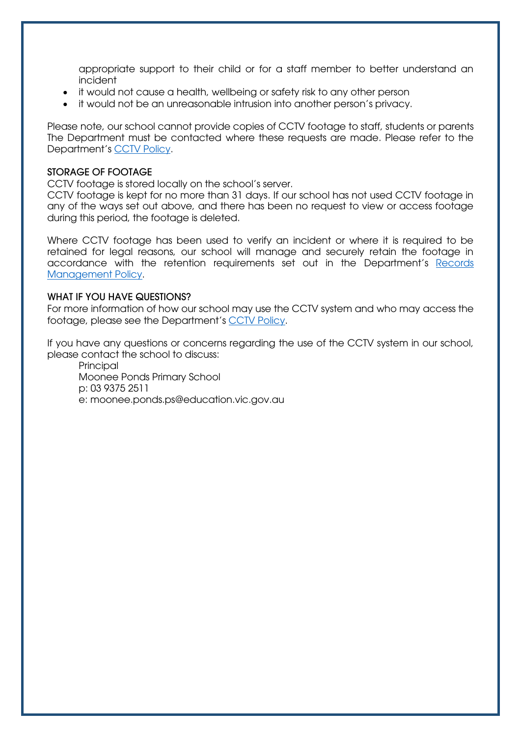appropriate support to their child or for a staff member to better understand an incident

- it would not cause a health, wellbeing or safety risk to any other person
- it would not be an unreasonable intrusion into another person's privacy.

Please note, our school cannot provide copies of CCTV footage to staff, students or parents The Department must be contacted where these requests are made. Please refer to the Department's [CCTV Policy](CCTV Policy).

### STORAGE OF FOOTAGE

CCTV footage is stored locally on the school's server.
CCTV footage is kept for no more than 31 days. If our school has not used CCTV footage in any of the ways set out above, and there has been no request to view or access footage during this period, the footage is deleted.

Where CCTV footage has been used to verify an incident or where it is required to be retained for legal reasons, our school will manage and securely retain the footage in accordance with the retention requirements set out in the Department's [Records Management Policy](Records Management Policy).

### WHAT IF YOU HAVE QUESTIONS?

For more information of how our school may use the CCTV system and who may access the footage, please see the Department's [CCTV Policy](CCTV Policy).

If you have any questions or concerns regarding the use of the CCTV system in our school, please contact the school to discuss:

Principal
Moonee Ponds Primary School
p: 03 9375 2511
e: moonee.ponds.ps@education.vic.gov.au